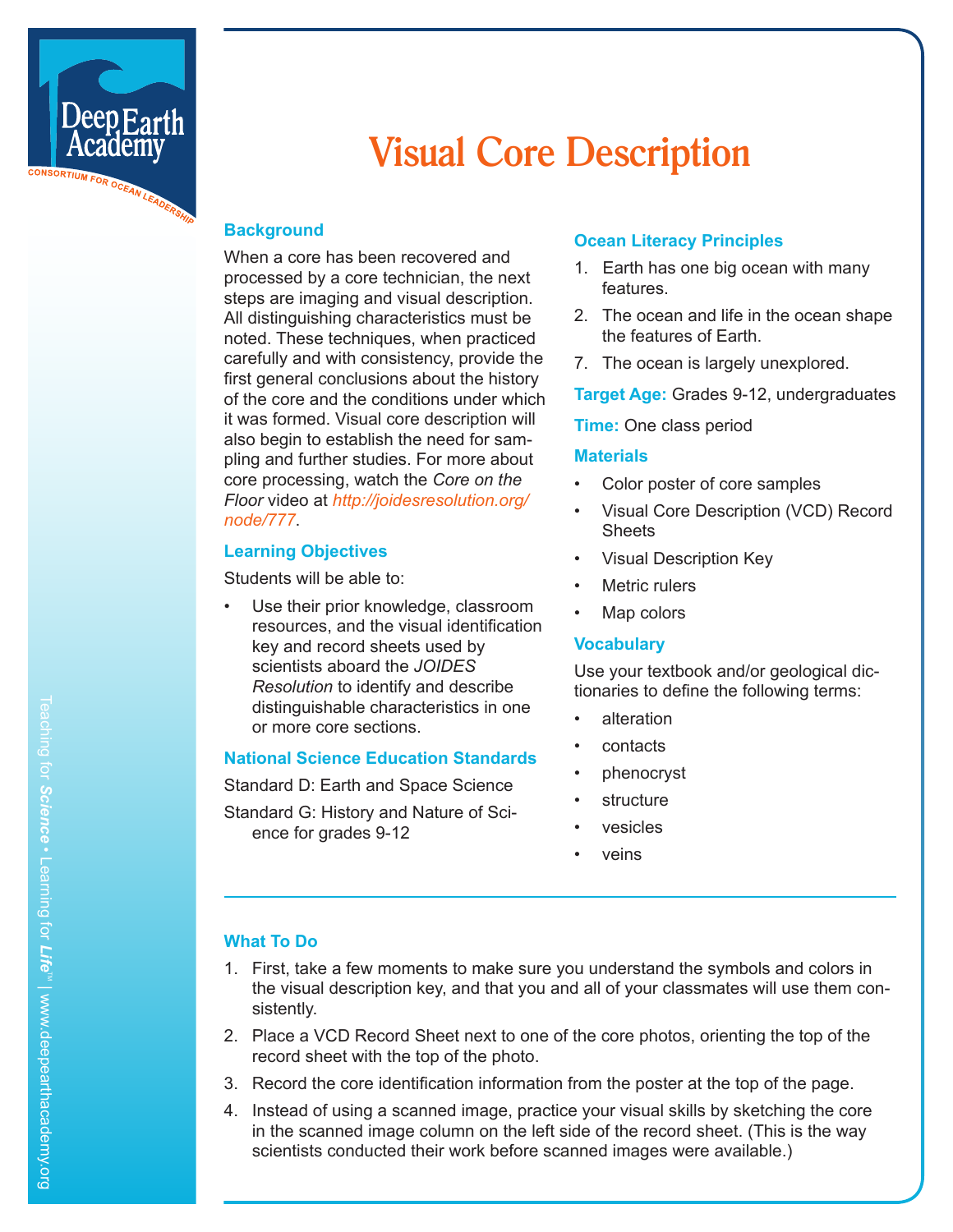# Visual Core Description

## Background

When a core has been recovered and processed by a core technician, the next steps are imaging and visual description. All distinguishing characteristics must be noted. These techniques, when practiced carefully and with consistency, provide the first general conclusions about the history of the core and the conditions under which it was formed. Visual core description will also begin to establish the need for sampling and further studies. For more about core processing, watch the *Core on the Floor* video at http://joidesresolution.org/node/777.

## Learning Objectives

Students will be able to:

- Use their prior knowledge, classroom resources, and the visual identification key and record sheets used by scientists aboard the *JOIDES Resolution* to identify and describe distinguishable characteristics in one or more core sections.

## National Science Education Standards

Standard D: Earth and Space Science

Standard G: History and Nature of Science for grades 9-12

## Ocean Literacy Principles

1. Earth has one big ocean with many features.
2. The ocean and life in the ocean shape the features of Earth.
7. The ocean is largely unexplored.

**Target Age:** Grades 9-12, undergraduates

**Time:** One class period

## Materials

- Color poster of core samples
- Visual Core Description (VCD) Record Sheets
- Visual Description Key
- Metric rulers
- Map colors

## Vocabulary

Use your textbook and/or geological dictionaries to define the following terms:

- alteration
- contacts
- phenocryst
- structure
- vesicles
- veins

## What To Do

1. First, take a few moments to make sure you understand the symbols and colors in the visual description key, and that you and all of your classmates will use them consistently.
2. Place a VCD Record Sheet next to one of the core photos, orienting the top of the record sheet with the top of the photo.
3. Record the core identification information from the poster at the top of the page.
4. Instead of using a scanned image, practice your visual skills by sketching the core in the scanned image column on the left side of the record sheet. (This is the way scientists conducted their work before scanned images were available.)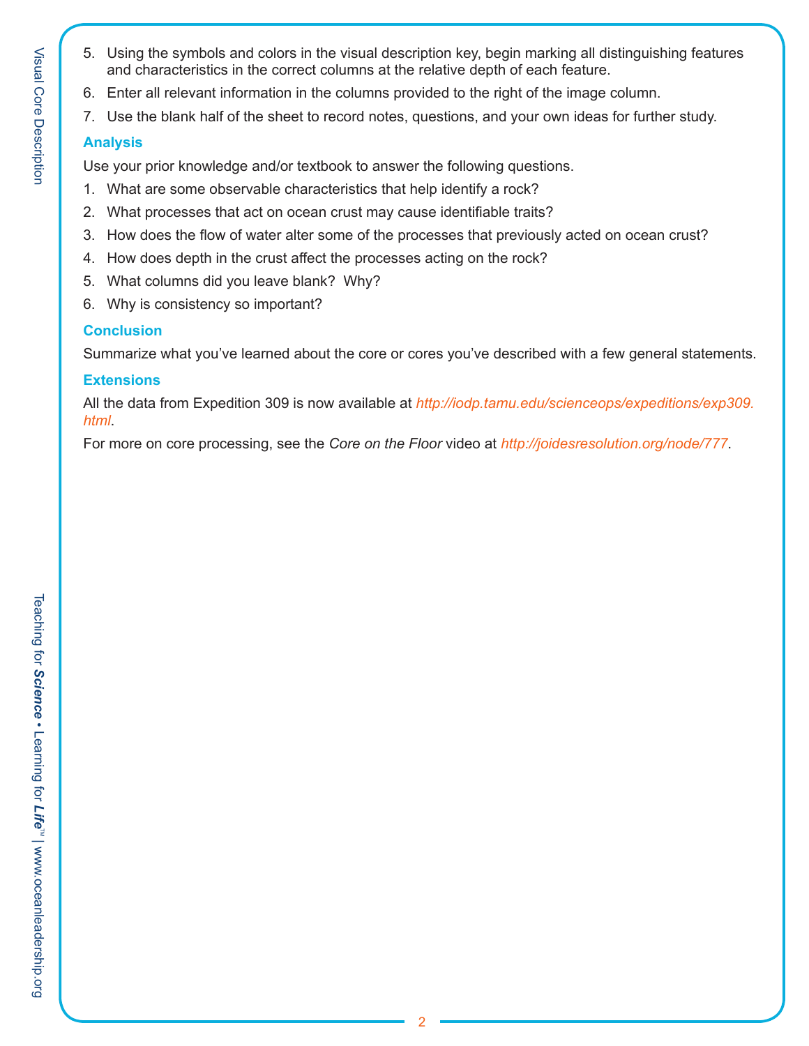5. Using the symbols and colors in the visual description key, begin marking all distinguishing features and characteristics in the correct columns at the relative depth of each feature.
6. Enter all relevant information in the columns provided to the right of the image column.
7. Use the blank half of the sheet to record notes, questions, and your own ideas for further study.

### Analysis

Use your prior knowledge and/or textbook to answer the following questions.

1. What are some observable characteristics that help identify a rock?
2. What processes that act on ocean crust may cause identifiable traits?
3. How does the flow of water alter some of the processes that previously acted on ocean crust?
4. How does depth in the crust affect the processes acting on the rock?
5. What columns did you leave blank? Why?
6. Why is consistency so important?

### Conclusion

Summarize what you've learned about the core or cores you've described with a few general statements.

### Extensions

All the data from Expedition 309 is now available at *http://iodp.tamu.edu/scienceops/expeditions/exp309.html*.

For more on core processing, see the *Core on the Floor* video at *http://joidesresolution.org/node/777*.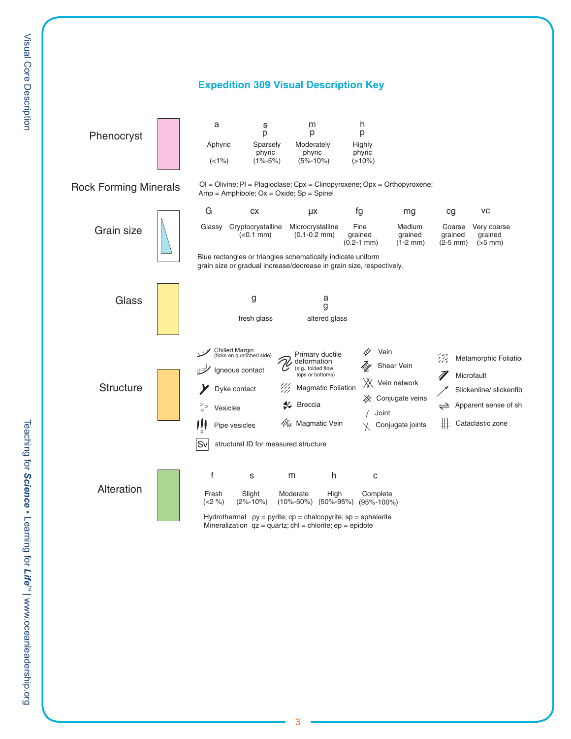## Expedition 309 Visual Description Key

### Phenocryst

| a | sp | mp | hp |
|---|---|---|---|
| Aphyric (<1%) | Sparsely phyric (1%-5%) | Moderately phyric (5%-10%) | Highly phyric (>10%) |

### Rock Forming Minerals

Ol = Olivine; Pl = Plagioclase; Cpx = Clinopyroxene; Opx = Orthopyroxene;
Amp = Amphibole; Ox = Oxide; Sp = Spinel

### Grain size

| G | cx | µx | fg | mg | cg | vc |
|---|---|---|---|---|---|---|
| Glassy | Cryptocrystalline (<0.1 mm) | Microcrystalline (0.1-0.2 mm) | Fine grained (0.2-1 mm) | Medium grained (1-2 mm) | Coarse grained (2-5 mm) | Very coarse grained (>5 mm) |

Blue rectangles or triangles schematically indicate uniform grain size or gradual increase/decrease in grain size, respectively.

### Glass

| g | ag |
|---|---|
| fresh glass | altered glass |

### Structure

- Chilled Margin (ticks on quenched side)
- Igneous contact
- Dyke contact
- Vesicles
- Pipe vesicles
- Primary ductile deformation (e.g., folded flow tops or bottoms)
- Magmatic Foliation
- Breccia
- Magmatic Vein
- Vein
- Shear Vein
- Vein network
- Conjugate veins
- Joint
- Conjugate joints
- Metamorphic Foliatio
- Microfault
- Slickenline/ slickenfib
- Apparent sense of sh
- Cataclastic zone

Sv structural ID for measured structure

### Alteration

| f | s | m | h | c |
|---|---|---|---|---|
| Fresh (<2 %) | Slight (2%-10%) | Moderate (10%-50%) | High (50%-95%) | Complete (95%-100%) |

Hydrothermal Mineralization: py = pyrite; cp = chalcopyrite; sp = sphalerite; qz = quartz; chl = chlorite; ep = epidote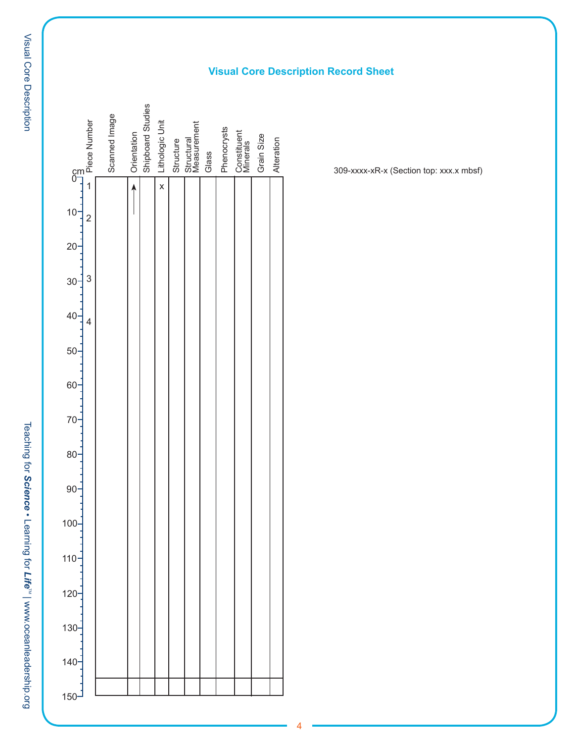## Visual Core Description Record Sheet

309-xxxx-xR-x (Section top: xxx.x mbsf)

| cm | Piece Number | Scanned Image | Orientation | Shipboard Studies | Lithologic Unit | Structure | Structural Measurement | Glass | Phenocrysts | Constituent Minerals | Grain Size | Alteration |
|---|---|---|---|---|---|---|---|---|---|---|---|---|
| 0 | 1 | | ↑ | | x | | | | | | | |
| 10 | 2 | | | | | | | | | | | |
| 20 | | | | | | | | | | | | |
| 30 | 3 | | | | | | | | | | | |
| 40 | 4 | | | | | | | | | | | |
| 50 | | | | | | | | | | | | |
| 60 | | | | | | | | | | | | |
| 70 | | | | | | | | | | | | |
| 80 | | | | | | | | | | | | |
| 90 | | | | | | | | | | | | |
| 100 | | | | | | | | | | | | |
| 110 | | | | | | | | | | | | |
| 120 | | | | | | | | | | | | |
| 130 | | | | | | | | | | | | |
| 140 | | | | | | | | | | | | |
| 150 | | | | | | | | | | | | |